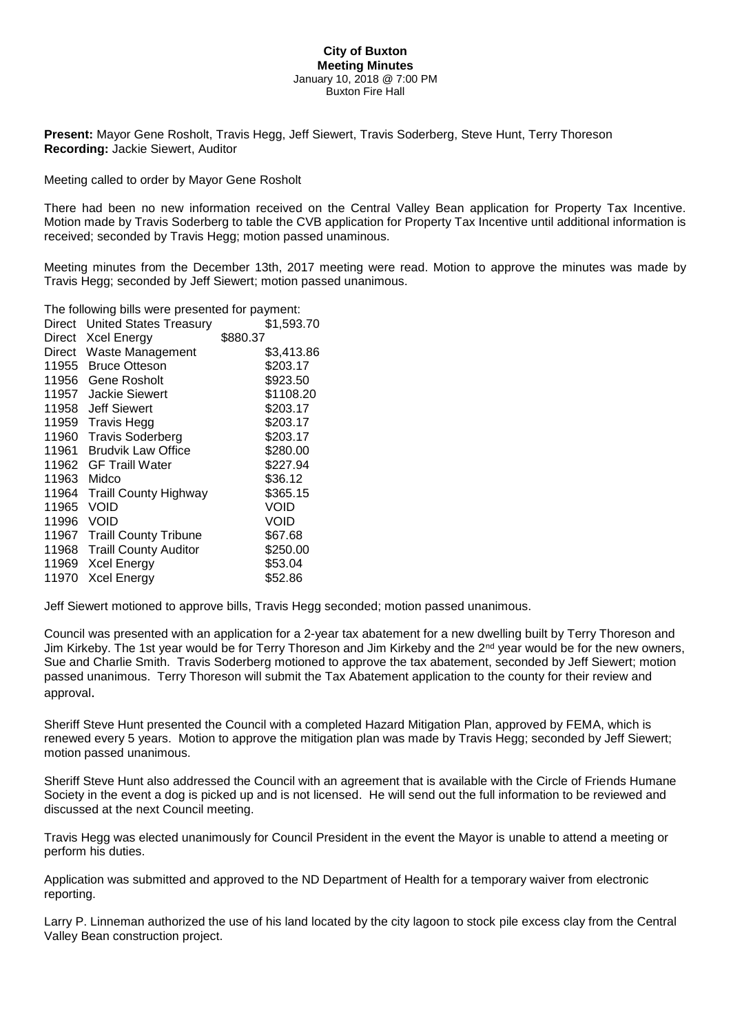# City of Buxton
## Meeting Minutes
January 10, 2018 @ 7:00 PM
Buxton Fire Hall

**Present:** Mayor Gene Rosholt, Travis Hegg, Jeff Siewert, Travis Soderberg, Steve Hunt, Terry Thoreson
**Recording:** Jackie Siewert, Auditor

Meeting called to order by Mayor Gene Rosholt

There had been no new information received on the Central Valley Bean application for Property Tax Incentive. Motion made by Travis Soderberg to table the CVB application for Property Tax Incentive until additional information is received; seconded by Travis Hegg; motion passed unaminous.

Meeting minutes from the December 13th, 2017 meeting were read. Motion to approve the minutes was made by Travis Hegg; seconded by Jeff Siewert; motion passed unanimous.

The following bills were presented for payment:

| | | |
|---|---|---|
| Direct | United States Treasury | $1,593.70 |
| Direct | Xcel Energy | $880.37 |
| Direct | Waste Management | $3,413.86 |
| 11955 | Bruce Otteson | $203.17 |
| 11956 | Gene Rosholt | $923.50 |
| 11957 | Jackie Siewert | $1108.20 |
| 11958 | Jeff Siewert | $203.17 |
| 11959 | Travis Hegg | $203.17 |
| 11960 | Travis Soderberg | $203.17 |
| 11961 | Brudvik Law Office | $280.00 |
| 11962 | GF Traill Water | $227.94 |
| 11963 | Midco | $36.12 |
| 11964 | Traill County Highway | $365.15 |
| 11965 | VOID | VOID |
| 11996 | VOID | VOID |
| 11967 | Traill County Tribune | $67.68 |
| 11968 | Traill County Auditor | $250.00 |
| 11969 | Xcel Energy | $53.04 |
| 11970 | Xcel Energy | $52.86 |

Jeff Siewert motioned to approve bills, Travis Hegg seconded; motion passed unanimous.

Council was presented with an application for a 2-year tax abatement for a new dwelling built by Terry Thoreson and Jim Kirkeby. The 1st year would be for Terry Thoreson and Jim Kirkeby and the 2nd year would be for the new owners, Sue and Charlie Smith. Travis Soderberg motioned to approve the tax abatement, seconded by Jeff Siewert; motion passed unanimous. Terry Thoreson will submit the Tax Abatement application to the county for their review and approval.

Sheriff Steve Hunt presented the Council with a completed Hazard Mitigation Plan, approved by FEMA, which is renewed every 5 years. Motion to approve the mitigation plan was made by Travis Hegg; seconded by Jeff Siewert; motion passed unanimous.

Sheriff Steve Hunt also addressed the Council with an agreement that is available with the Circle of Friends Humane Society in the event a dog is picked up and is not licensed. He will send out the full information to be reviewed and discussed at the next Council meeting.

Travis Hegg was elected unanimously for Council President in the event the Mayor is unable to attend a meeting or perform his duties.

Application was submitted and approved to the ND Department of Health for a temporary waiver from electronic reporting.

Larry P. Linneman authorized the use of his land located by the city lagoon to stock pile excess clay from the Central Valley Bean construction project.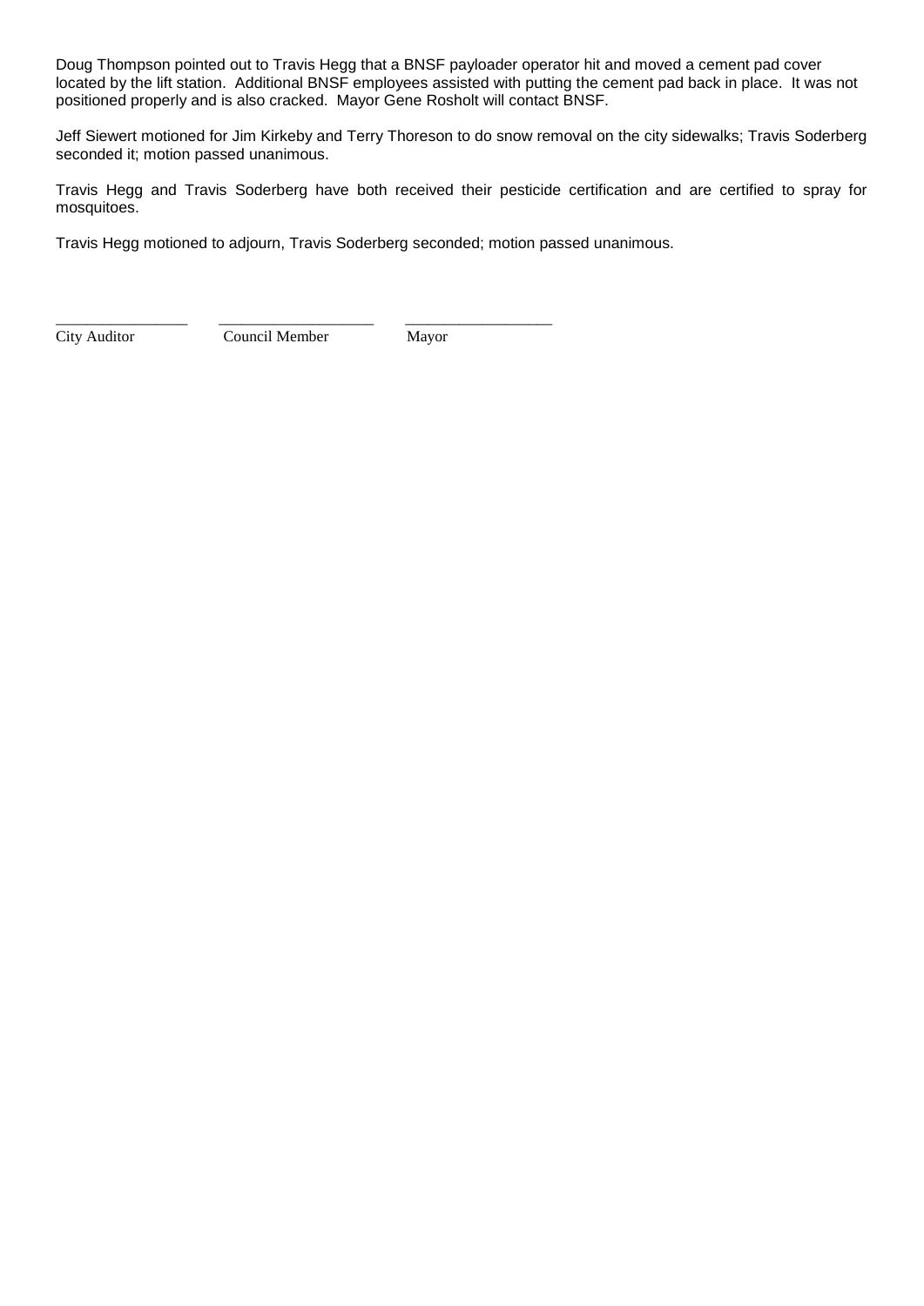Doug Thompson pointed out to Travis Hegg that a BNSF payloader operator hit and moved a cement pad cover located by the lift station. Additional BNSF employees assisted with putting the cement pad back in place. It was not positioned properly and is also cracked. Mayor Gene Rosholt will contact BNSF.

Jeff Siewert motioned for Jim Kirkeby and Terry Thoreson to do snow removal on the city sidewalks; Travis Soderberg seconded it; motion passed unanimous.

Travis Hegg and Travis Soderberg have both received their pesticide certification and are certified to spray for mosquitoes.

Travis Hegg motioned to adjourn, Travis Soderberg seconded; motion passed unanimous.

| | | |
|---|---|---|
| ________________ | ___________________ | __________________ |
| City Auditor | Council Member | Mayor |